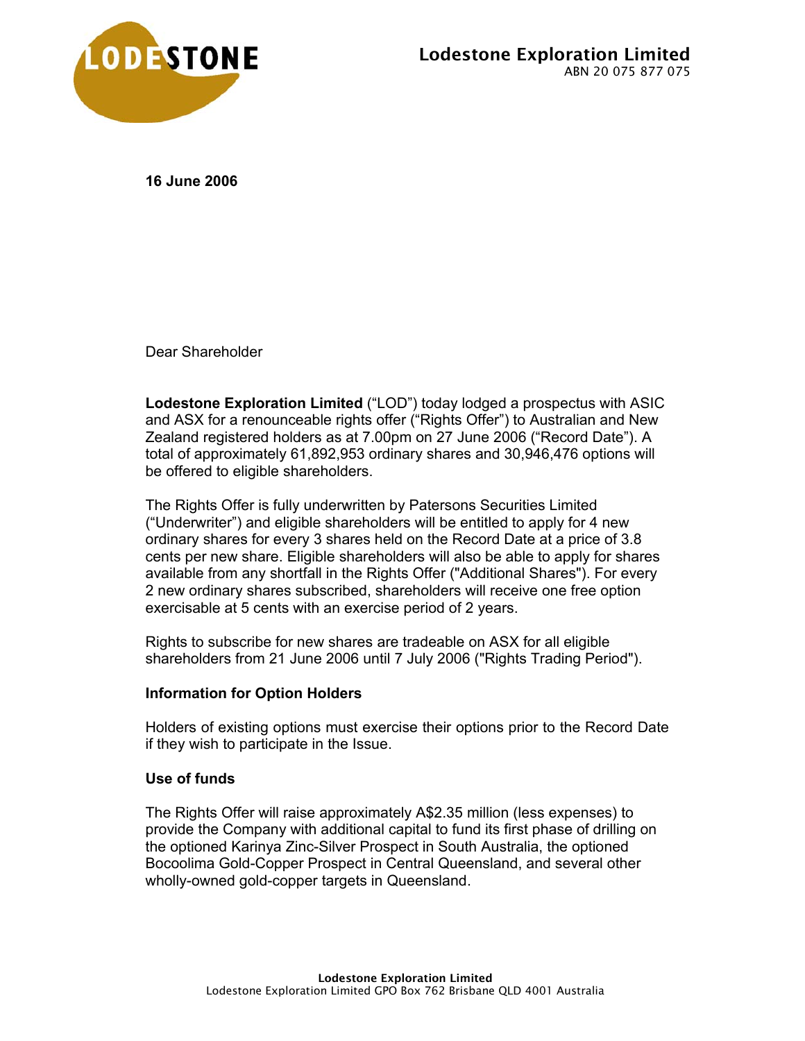**Lodestone Exploration Limited**
ABN 20 075 877 075

**16 June 2006**

Dear Shareholder

**Lodestone Exploration Limited** ("LOD") today lodged a prospectus with ASIC and ASX for a renounceable rights offer ("Rights Offer") to Australian and New Zealand registered holders as at 7.00pm on 27 June 2006 ("Record Date"). A total of approximately 61,892,953 ordinary shares and 30,946,476 options will be offered to eligible shareholders.

The Rights Offer is fully underwritten by Patersons Securities Limited ("Underwriter") and eligible shareholders will be entitled to apply for 4 new ordinary shares for every 3 shares held on the Record Date at a price of 3.8 cents per new share. Eligible shareholders will also be able to apply for shares available from any shortfall in the Rights Offer ("Additional Shares"). For every 2 new ordinary shares subscribed, shareholders will receive one free option exercisable at 5 cents with an exercise period of 2 years.

Rights to subscribe for new shares are tradeable on ASX for all eligible shareholders from 21 June 2006 until 7 July 2006 ("Rights Trading Period").

**Information for Option Holders**

Holders of existing options must exercise their options prior to the Record Date if they wish to participate in the Issue.

**Use of funds**

The Rights Offer will raise approximately A$2.35 million (less expenses) to provide the Company with additional capital to fund its first phase of drilling on the optioned Karinya Zinc-Silver Prospect in South Australia, the optioned Bocoolima Gold-Copper Prospect in Central Queensland, and several other wholly-owned gold-copper targets in Queensland.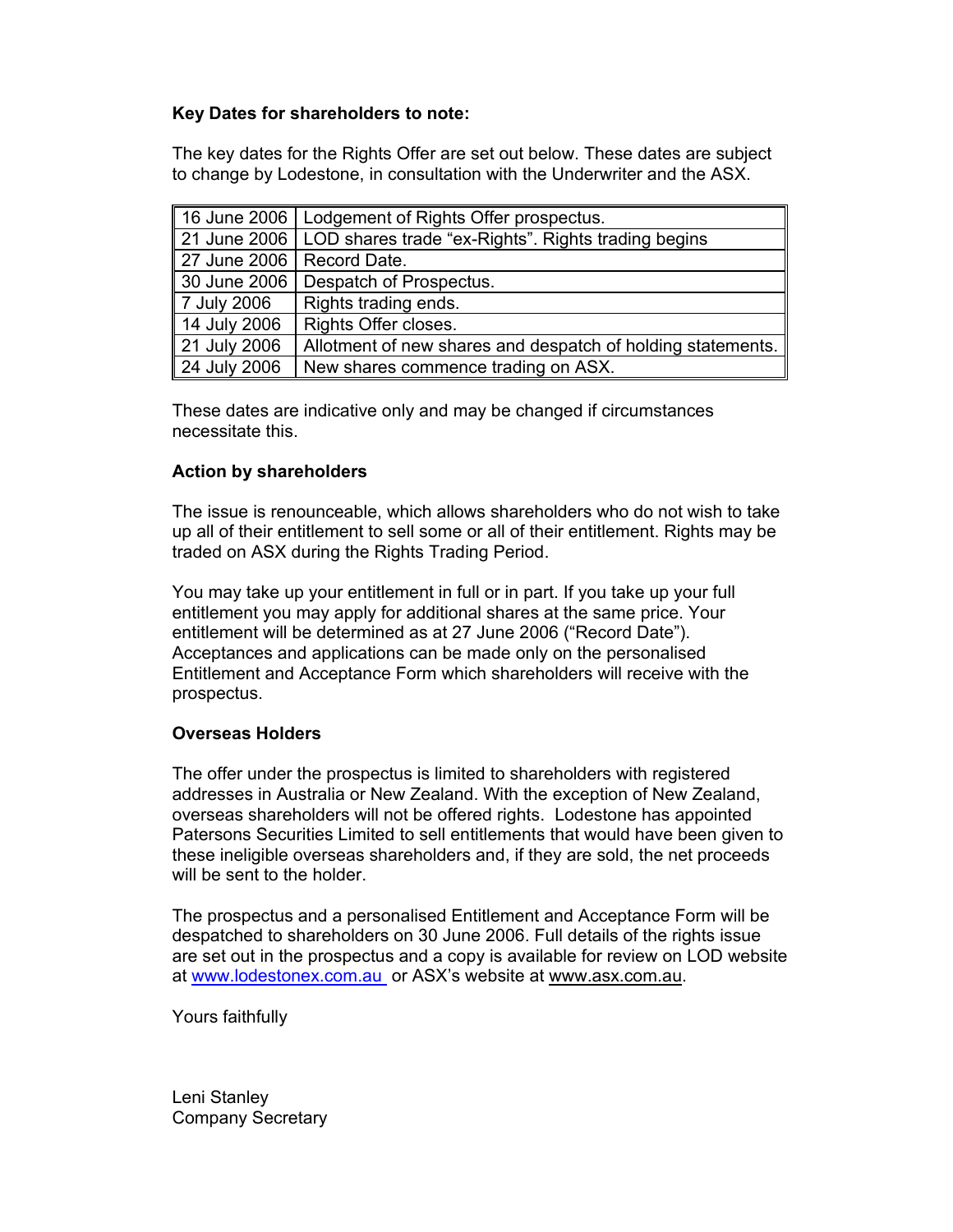**Key Dates for shareholders to note:**

The key dates for the Rights Offer are set out below. These dates are subject to change by Lodestone, in consultation with the Underwriter and the ASX.

| | |
|---|---|
| 16 June 2006 | Lodgement of Rights Offer prospectus. |
| 21 June 2006 | LOD shares trade "ex-Rights". Rights trading begins |
| 27 June 2006 | Record Date. |
| 30 June 2006 | Despatch of Prospectus. |
| 7 July 2006 | Rights trading ends. |
| 14 July 2006 | Rights Offer closes. |
| 21 July 2006 | Allotment of new shares and despatch of holding statements. |
| 24 July 2006 | New shares commence trading on ASX. |

These dates are indicative only and may be changed if circumstances necessitate this.

**Action by shareholders**

The issue is renounceable, which allows shareholders who do not wish to take up all of their entitlement to sell some or all of their entitlement. Rights may be traded on ASX during the Rights Trading Period.

You may take up your entitlement in full or in part. If you take up your full entitlement you may apply for additional shares at the same price. Your entitlement will be determined as at 27 June 2006 ("Record Date"). Acceptances and applications can be made only on the personalised Entitlement and Acceptance Form which shareholders will receive with the prospectus.

**Overseas Holders**

The offer under the prospectus is limited to shareholders with registered addresses in Australia or New Zealand. With the exception of New Zealand, overseas shareholders will not be offered rights. Lodestone has appointed Patersons Securities Limited to sell entitlements that would have been given to these ineligible overseas shareholders and, if they are sold, the net proceeds will be sent to the holder.

The prospectus and a personalised Entitlement and Acceptance Form will be despatched to shareholders on 30 June 2006. Full details of the rights issue are set out in the prospectus and a copy is available for review on LOD website at www.lodestonex.com.au or ASX's website at www.asx.com.au.

Yours faithfully

Leni Stanley
Company Secretary